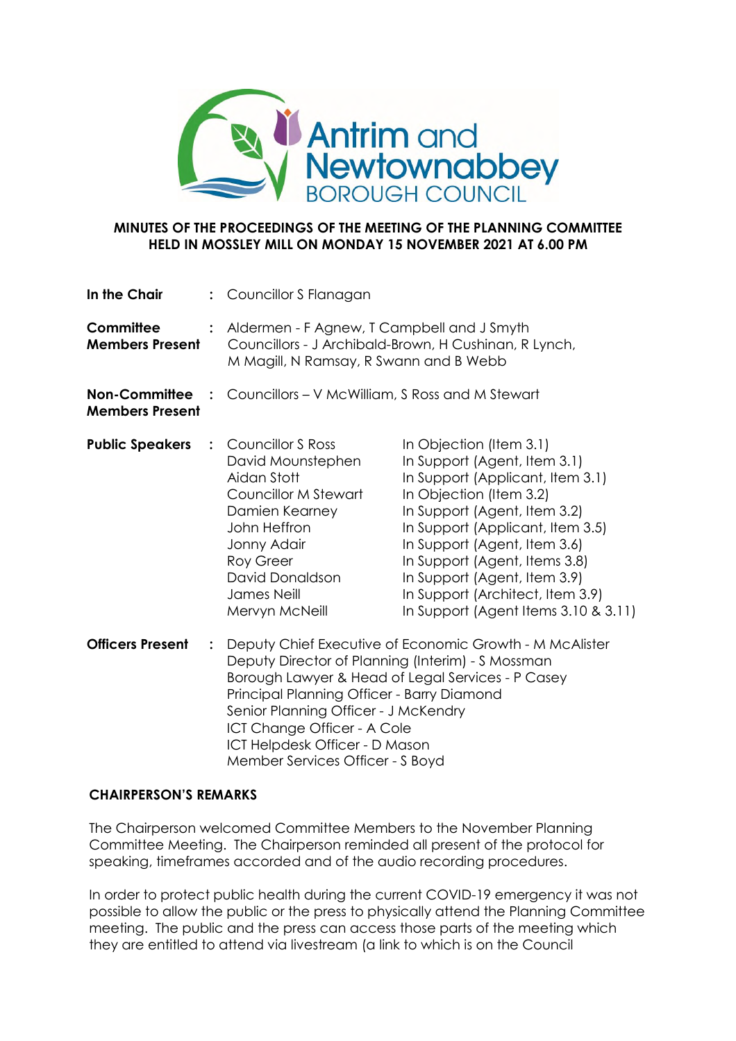Antrim and Newtownabbey BOROUGH COUNCIL

**MINUTES OF THE PROCEEDINGS OF THE MEETING OF THE PLANNING COMMITTEE HELD IN MOSSLEY MILL ON MONDAY 15 NOVEMBER 2021 AT 6.00 PM**

| | | |
|---|---|---|
| **In the Chair** | : | Councillor S Flanagan |
| **Committee Members Present** | : | Aldermen - F Agnew, T Campbell and J Smyth<br>Councillors - J Archibald-Brown, H Cushinan, R Lynch, M Magill, N Ramsay, R Swann and B Webb |
| **Non-Committee Members Present** | : | Councillors – V McWilliam, S Ross and M Stewart |

| | | | |
|---|---|---|---|
| **Public Speakers** | : | Councillor S Ross | In Objection (Item 3.1) |
| | | David Mounstephen | In Support (Agent, Item 3.1) |
| | | Aidan Stott | In Support (Applicant, Item 3.1) |
| | | Councillor M Stewart | In Objection (Item 3.2) |
| | | Damien Kearney | In Support (Agent, Item 3.2) |
| | | John Heffron | In Support (Applicant, Item 3.5) |
| | | Jonny Adair | In Support (Agent, Item 3.6) |
| | | Roy Greer | In Support (Agent, Items 3.8) |
| | | David Donaldson | In Support (Agent, Item 3.9) |
| | | James Neill | In Support (Architect, Item 3.9) |
| | | Mervyn McNeill | In Support (Agent Items 3.10 & 3.11) |

| | | |
|---|---|---|
| **Officers Present** | : | Deputy Chief Executive of Economic Growth - M McAlister<br>Deputy Director of Planning (Interim) - S Mossman<br>Borough Lawyer & Head of Legal Services - P Casey<br>Principal Planning Officer - Barry Diamond<br>Senior Planning Officer - J McKendry<br>ICT Change Officer - A Cole<br>ICT Helpdesk Officer - D Mason<br>Member Services Officer - S Boyd |

**CHAIRPERSON'S REMARKS**

The Chairperson welcomed Committee Members to the November Planning Committee Meeting. The Chairperson reminded all present of the protocol for speaking, timeframes accorded and of the audio recording procedures.

In order to protect public health during the current COVID-19 emergency it was not possible to allow the public or the press to physically attend the Planning Committee meeting. The public and the press can access those parts of the meeting which they are entitled to attend via livestream (a link to which is on the Council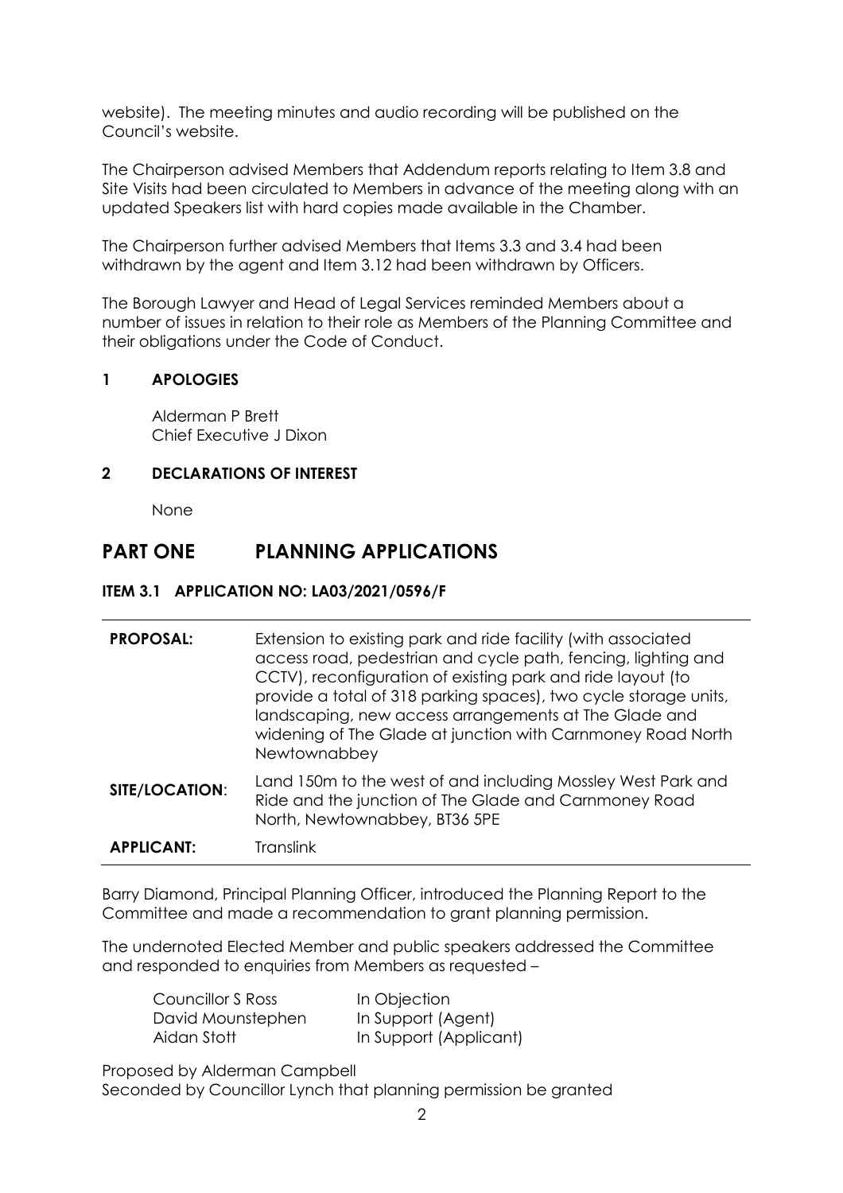website). The meeting minutes and audio recording will be published on the Council's website.

The Chairperson advised Members that Addendum reports relating to Item 3.8 and Site Visits had been circulated to Members in advance of the meeting along with an updated Speakers list with hard copies made available in the Chamber.

The Chairperson further advised Members that Items 3.3 and 3.4 had been withdrawn by the agent and Item 3.12 had been withdrawn by Officers.

The Borough Lawyer and Head of Legal Services reminded Members about a number of issues in relation to their role as Members of the Planning Committee and their obligations under the Code of Conduct.

## 1 APOLOGIES

Alderman P Brett
Chief Executive J Dixon

## 2 DECLARATIONS OF INTEREST

None

# PART ONE PLANNING APPLICATIONS

### ITEM 3.1 APPLICATION NO: LA03/2021/0596/F

| | |
|---|---|
| **PROPOSAL:** | Extension to existing park and ride facility (with associated access road, pedestrian and cycle path, fencing, lighting and CCTV), reconfiguration of existing park and ride layout (to provide a total of 318 parking spaces), two cycle storage units, landscaping, new access arrangements at The Glade and widening of The Glade at junction with Carnmoney Road North Newtownabbey |
| **SITE/LOCATION:** | Land 150m to the west of and including Mossley West Park and Ride and the junction of The Glade and Carnmoney Road North, Newtownabbey, BT36 5PE |
| **APPLICANT:** | Translink |

Barry Diamond, Principal Planning Officer, introduced the Planning Report to the Committee and made a recommendation to grant planning permission.

The undernoted Elected Member and public speakers addressed the Committee and responded to enquiries from Members as requested –

| | |
|---|---|
| Councillor S Ross | In Objection |
| David Mounstephen | In Support (Agent) |
| Aidan Stott | In Support (Applicant) |

Proposed by Alderman Campbell
Seconded by Councillor Lynch that planning permission be granted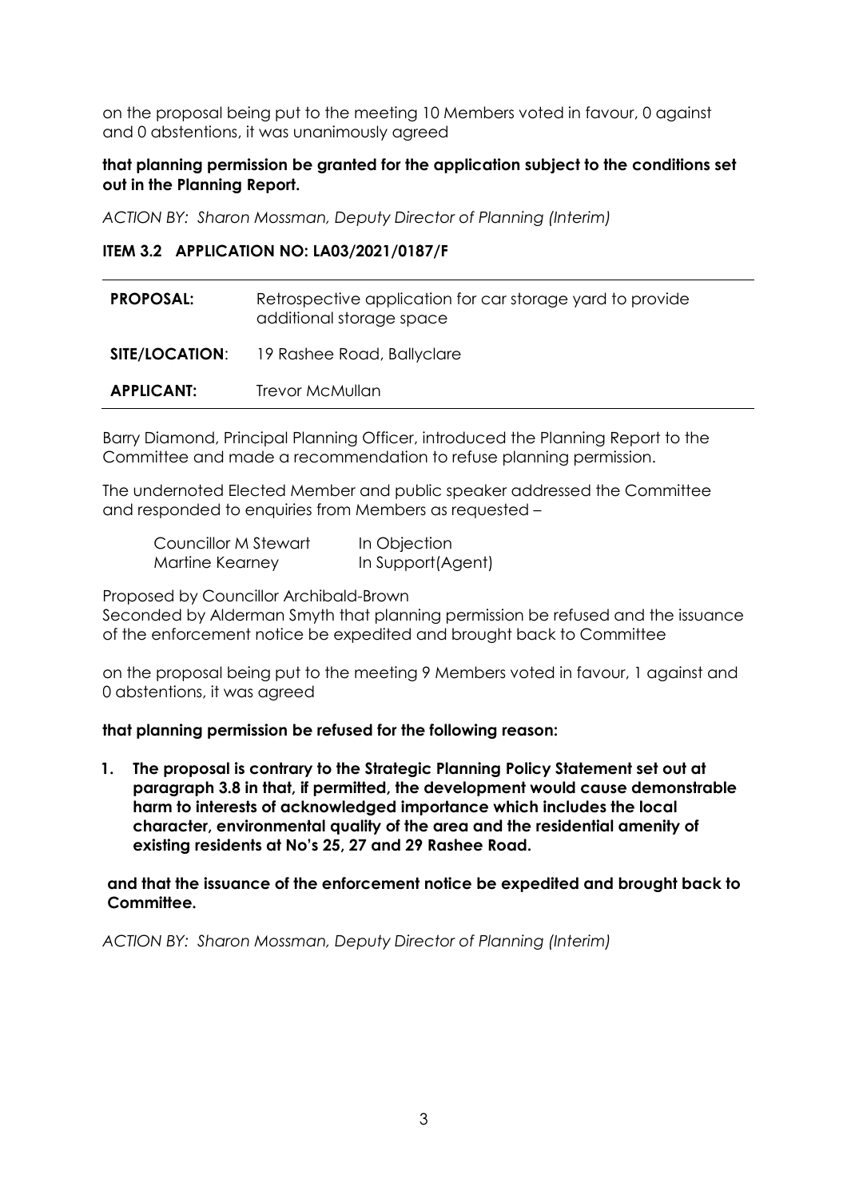on the proposal being put to the meeting 10 Members voted in favour, 0 against and 0 abstentions, it was unanimously agreed

**that planning permission be granted for the application subject to the conditions set out in the Planning Report.**

*ACTION BY: Sharon Mossman, Deputy Director of Planning (Interim)*

**ITEM 3.2 APPLICATION NO: LA03/2021/0187/F**

| | |
|---|---|
| **PROPOSAL:** | Retrospective application for car storage yard to provide additional storage space |
| **SITE/LOCATION**: | 19 Rashee Road, Ballyclare |
| **APPLICANT:** | Trevor McMullan |

Barry Diamond, Principal Planning Officer, introduced the Planning Report to the Committee and made a recommendation to refuse planning permission.

The undernoted Elected Member and public speaker addressed the Committee and responded to enquiries from Members as requested –

| | |
|---|---|
| Councillor M Stewart | In Objection |
| Martine Kearney | In Support(Agent) |

Proposed by Councillor Archibald-Brown
Seconded by Alderman Smyth that planning permission be refused and the issuance of the enforcement notice be expedited and brought back to Committee

on the proposal being put to the meeting 9 Members voted in favour, 1 against and 0 abstentions, it was agreed

**that planning permission be refused for the following reason:**

1. **The proposal is contrary to the Strategic Planning Policy Statement set out at paragraph 3.8 in that, if permitted, the development would cause demonstrable harm to interests of acknowledged importance which includes the local character, environmental quality of the area and the residential amenity of existing residents at No's 25, 27 and 29 Rashee Road.**

**and that the issuance of the enforcement notice be expedited and brought back to Committee.**

*ACTION BY: Sharon Mossman, Deputy Director of Planning (Interim)*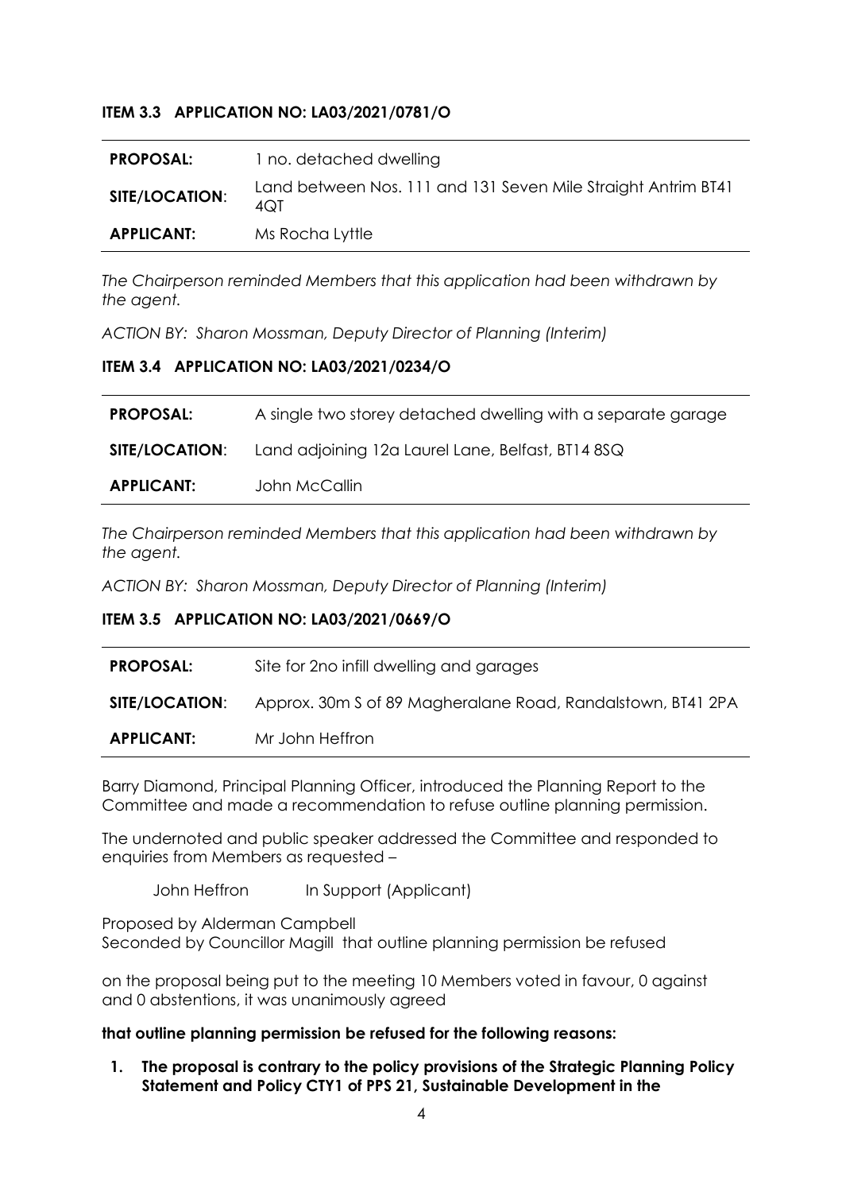**ITEM 3.3 APPLICATION NO: LA03/2021/0781/O**

| | |
|---|---|
| **PROPOSAL:** | 1 no. detached dwelling |
| **SITE/LOCATION**: | Land between Nos. 111 and 131 Seven Mile Straight Antrim BT41 4QT |
| **APPLICANT:** | Ms Rocha Lyttle |

*The Chairperson reminded Members that this application had been withdrawn by the agent.*

*ACTION BY: Sharon Mossman, Deputy Director of Planning (Interim)*

**ITEM 3.4 APPLICATION NO: LA03/2021/0234/O**

| | |
|---|---|
| **PROPOSAL:** | A single two storey detached dwelling with a separate garage |
| **SITE/LOCATION**: | Land adjoining 12a Laurel Lane, Belfast, BT14 8SQ |
| **APPLICANT:** | John McCallin |

*The Chairperson reminded Members that this application had been withdrawn by the agent.*

*ACTION BY: Sharon Mossman, Deputy Director of Planning (Interim)*

**ITEM 3.5 APPLICATION NO: LA03/2021/0669/O**

| | |
|---|---|
| **PROPOSAL:** | Site for 2no infill dwelling and garages |
| **SITE/LOCATION**: | Approx. 30m S of 89 Magheralane Road, Randalstown, BT41 2PA |
| **APPLICANT:** | Mr John Heffron |

Barry Diamond, Principal Planning Officer, introduced the Planning Report to the Committee and made a recommendation to refuse outline planning permission.

The undernoted and public speaker addressed the Committee and responded to enquiries from Members as requested –

John Heffron In Support (Applicant)

Proposed by Alderman Campbell
Seconded by Councillor Magill that outline planning permission be refused

on the proposal being put to the meeting 10 Members voted in favour, 0 against and 0 abstentions, it was unanimously agreed

**that outline planning permission be refused for the following reasons:**

1. **The proposal is contrary to the policy provisions of the Strategic Planning Policy Statement and Policy CTY1 of PPS 21, Sustainable Development in the**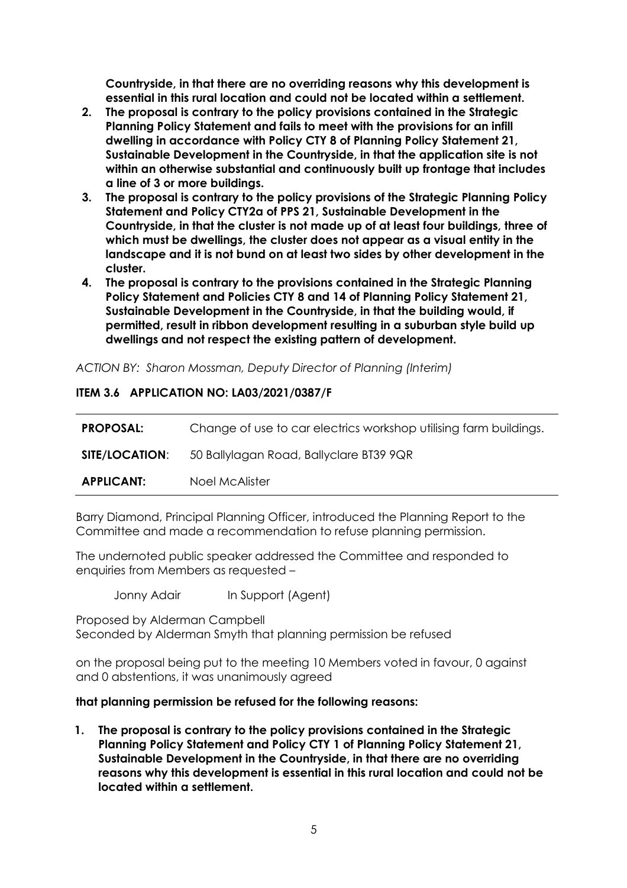**Countryside, in that there are no overriding reasons why this development is essential in this rural location and could not be located within a settlement.**

2. **The proposal is contrary to the policy provisions contained in the Strategic Planning Policy Statement and fails to meet with the provisions for an infill dwelling in accordance with Policy CTY 8 of Planning Policy Statement 21, Sustainable Development in the Countryside, in that the application site is not within an otherwise substantial and continuously built up frontage that includes a line of 3 or more buildings.**
3. **The proposal is contrary to the policy provisions of the Strategic Planning Policy Statement and Policy CTY2a of PPS 21, Sustainable Development in the Countryside, in that the cluster is not made up of at least four buildings, three of which must be dwellings, the cluster does not appear as a visual entity in the landscape and it is not bund on at least two sides by other development in the cluster.**
4. **The proposal is contrary to the provisions contained in the Strategic Planning Policy Statement and Policies CTY 8 and 14 of Planning Policy Statement 21, Sustainable Development in the Countryside, in that the building would, if permitted, result in ribbon development resulting in a suburban style build up dwellings and not respect the existing pattern of development.**

*ACTION BY: Sharon Mossman, Deputy Director of Planning (Interim)*

**ITEM 3.6 APPLICATION NO: LA03/2021/0387/F**

| | |
|---|---|
| **PROPOSAL:** | Change of use to car electrics workshop utilising farm buildings. |
| **SITE/LOCATION**: | 50 Ballylagan Road, Ballyclare BT39 9QR |
| **APPLICANT:** | Noel McAlister |

Barry Diamond, Principal Planning Officer, introduced the Planning Report to the Committee and made a recommendation to refuse planning permission.

The undernoted public speaker addressed the Committee and responded to enquiries from Members as requested –

Jonny Adair In Support (Agent)

Proposed by Alderman Campbell
Seconded by Alderman Smyth that planning permission be refused

on the proposal being put to the meeting 10 Members voted in favour, 0 against and 0 abstentions, it was unanimously agreed

**that planning permission be refused for the following reasons:**

1. **The proposal is contrary to the policy provisions contained in the Strategic Planning Policy Statement and Policy CTY 1 of Planning Policy Statement 21, Sustainable Development in the Countryside, in that there are no overriding reasons why this development is essential in this rural location and could not be located within a settlement.**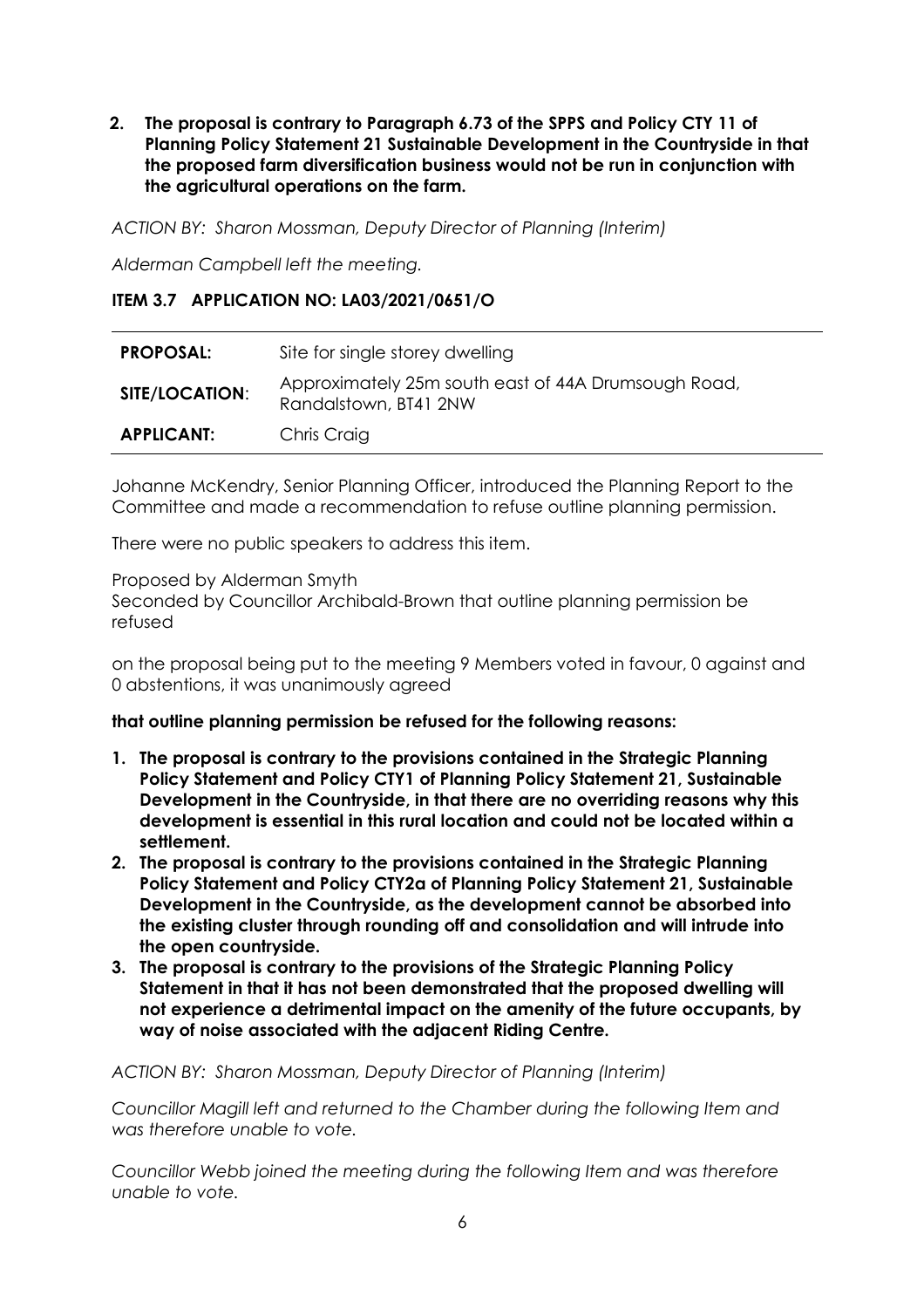**2. The proposal is contrary to Paragraph 6.73 of the SPPS and Policy CTY 11 of Planning Policy Statement 21 Sustainable Development in the Countryside in that the proposed farm diversification business would not be run in conjunction with the agricultural operations on the farm.**

*ACTION BY: Sharon Mossman, Deputy Director of Planning (Interim)*

*Alderman Campbell left the meeting.*

### ITEM 3.7 APPLICATION NO: LA03/2021/0651/O

| | |
|---|---|
| **PROPOSAL:** | Site for single storey dwelling |
| **SITE/LOCATION**: | Approximately 25m south east of 44A Drumsough Road, Randalstown, BT41 2NW |
| **APPLICANT:** | Chris Craig |

Johanne McKendry, Senior Planning Officer, introduced the Planning Report to the Committee and made a recommendation to refuse outline planning permission.

There were no public speakers to address this item.

Proposed by Alderman Smyth
Seconded by Councillor Archibald-Brown that outline planning permission be refused

on the proposal being put to the meeting 9 Members voted in favour, 0 against and 0 abstentions, it was unanimously agreed

**that outline planning permission be refused for the following reasons:**

1. **The proposal is contrary to the provisions contained in the Strategic Planning Policy Statement and Policy CTY1 of Planning Policy Statement 21, Sustainable Development in the Countryside, in that there are no overriding reasons why this development is essential in this rural location and could not be located within a settlement.**
2. **The proposal is contrary to the provisions contained in the Strategic Planning Policy Statement and Policy CTY2a of Planning Policy Statement 21, Sustainable Development in the Countryside, as the development cannot be absorbed into the existing cluster through rounding off and consolidation and will intrude into the open countryside.**
3. **The proposal is contrary to the provisions of the Strategic Planning Policy Statement in that it has not been demonstrated that the proposed dwelling will not experience a detrimental impact on the amenity of the future occupants, by way of noise associated with the adjacent Riding Centre.**

*ACTION BY: Sharon Mossman, Deputy Director of Planning (Interim)*

*Councillor Magill left and returned to the Chamber during the following Item and was therefore unable to vote.*

*Councillor Webb joined the meeting during the following Item and was therefore unable to vote.*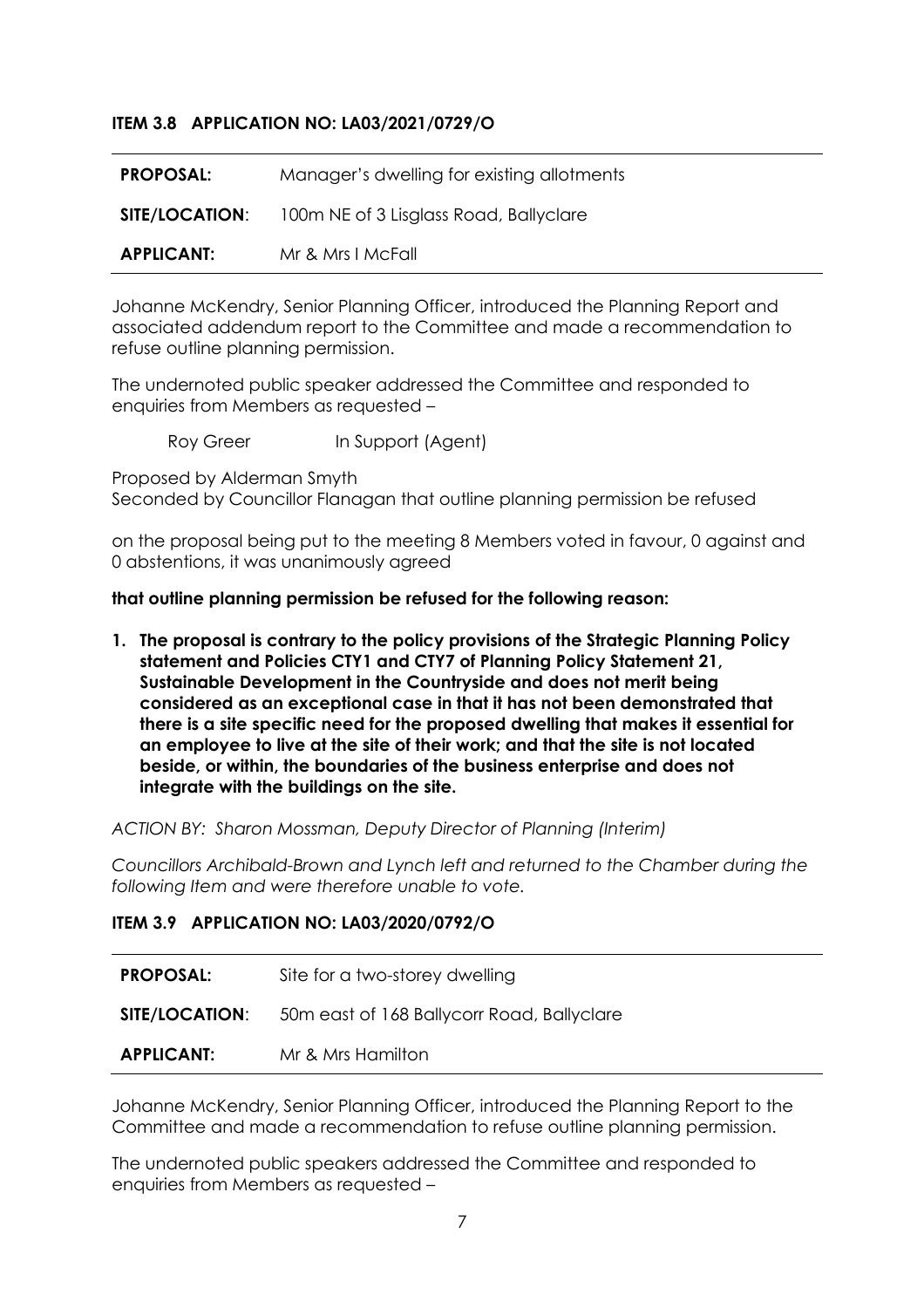### ITEM 3.8 APPLICATION NO: LA03/2021/0729/O

| | |
|---|---|
| **PROPOSAL:** | Manager's dwelling for existing allotments |
| **SITE/LOCATION**: | 100m NE of 3 Lisglass Road, Ballyclare |
| **APPLICANT:** | Mr & Mrs I McFall |

Johanne McKendry, Senior Planning Officer, introduced the Planning Report and associated addendum report to the Committee and made a recommendation to refuse outline planning permission.

The undernoted public speaker addressed the Committee and responded to enquiries from Members as requested –

Roy Greer In Support (Agent)

Proposed by Alderman Smyth
Seconded by Councillor Flanagan that outline planning permission be refused

on the proposal being put to the meeting 8 Members voted in favour, 0 against and 0 abstentions, it was unanimously agreed

**that outline planning permission be refused for the following reason:**

1. **The proposal is contrary to the policy provisions of the Strategic Planning Policy statement and Policies CTY1 and CTY7 of Planning Policy Statement 21, Sustainable Development in the Countryside and does not merit being considered as an exceptional case in that it has not been demonstrated that there is a site specific need for the proposed dwelling that makes it essential for an employee to live at the site of their work; and that the site is not located beside, or within, the boundaries of the business enterprise and does not integrate with the buildings on the site.**

*ACTION BY: Sharon Mossman, Deputy Director of Planning (Interim)*

*Councillors Archibald-Brown and Lynch left and returned to the Chamber during the following Item and were therefore unable to vote.*

### ITEM 3.9 APPLICATION NO: LA03/2020/0792/O

| | |
|---|---|
| **PROPOSAL:** | Site for a two-storey dwelling |
| **SITE/LOCATION**: | 50m east of 168 Ballycorr Road, Ballyclare |
| **APPLICANT:** | Mr & Mrs Hamilton |

Johanne McKendry, Senior Planning Officer, introduced the Planning Report to the Committee and made a recommendation to refuse outline planning permission.

The undernoted public speakers addressed the Committee and responded to enquiries from Members as requested –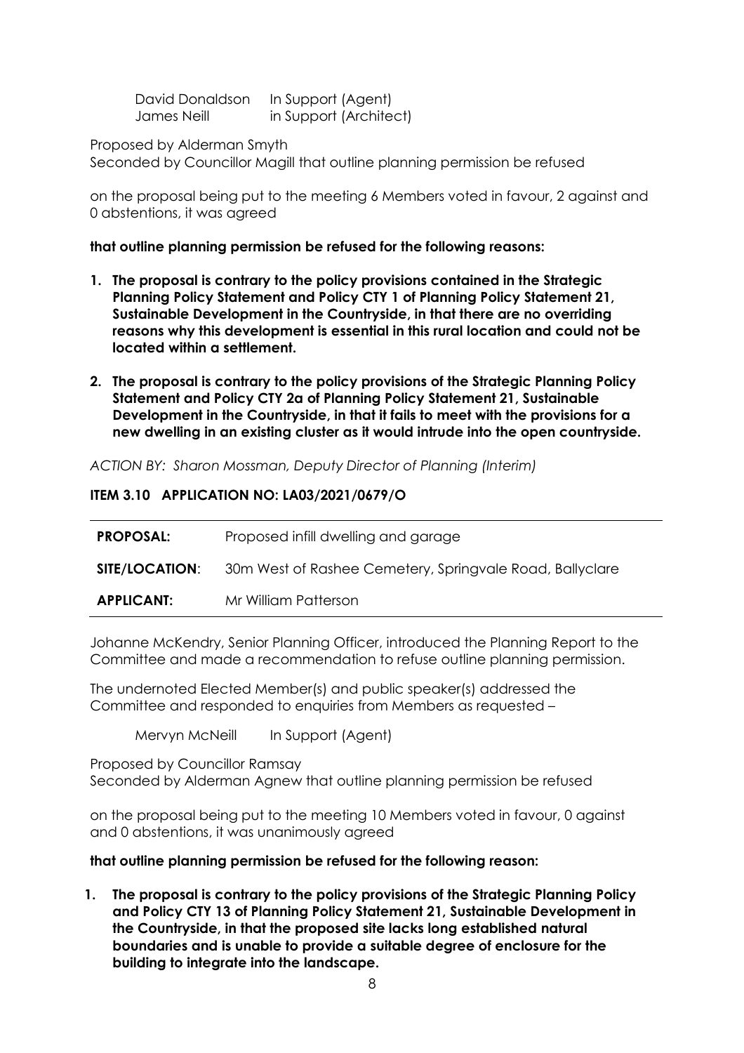| | |
|---|---|
| David Donaldson | In Support (Agent) |
| James Neill | in Support (Architect) |

Proposed by Alderman Smyth
Seconded by Councillor Magill that outline planning permission be refused

on the proposal being put to the meeting 6 Members voted in favour, 2 against and 0 abstentions, it was agreed

**that outline planning permission be refused for the following reasons:**

1. **The proposal is contrary to the policy provisions contained in the Strategic Planning Policy Statement and Policy CTY 1 of Planning Policy Statement 21, Sustainable Development in the Countryside, in that there are no overriding reasons why this development is essential in this rural location and could not be located within a settlement.**

2. **The proposal is contrary to the policy provisions of the Strategic Planning Policy Statement and Policy CTY 2a of Planning Policy Statement 21, Sustainable Development in the Countryside, in that it fails to meet with the provisions for a new dwelling in an existing cluster as it would intrude into the open countryside.**

*ACTION BY: Sharon Mossman, Deputy Director of Planning (Interim)*

**ITEM 3.10 APPLICATION NO: LA03/2021/0679/O**

| | |
|---|---|
| **PROPOSAL:** | Proposed infill dwelling and garage |
| **SITE/LOCATION**: | 30m West of Rashee Cemetery, Springvale Road, Ballyclare |
| **APPLICANT:** | Mr William Patterson |

Johanne McKendry, Senior Planning Officer, introduced the Planning Report to the Committee and made a recommendation to refuse outline planning permission.

The undernoted Elected Member(s) and public speaker(s) addressed the Committee and responded to enquiries from Members as requested –

Mervyn McNeill In Support (Agent)

Proposed by Councillor Ramsay
Seconded by Alderman Agnew that outline planning permission be refused

on the proposal being put to the meeting 10 Members voted in favour, 0 against and 0 abstentions, it was unanimously agreed

**that outline planning permission be refused for the following reason:**

1. **The proposal is contrary to the policy provisions of the Strategic Planning Policy and Policy CTY 13 of Planning Policy Statement 21, Sustainable Development in the Countryside, in that the proposed site lacks long established natural boundaries and is unable to provide a suitable degree of enclosure for the building to integrate into the landscape.**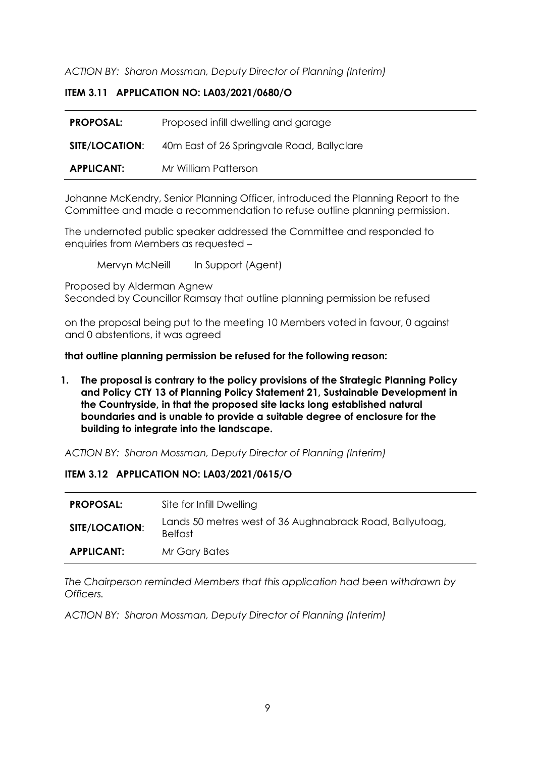*ACTION BY: Sharon Mossman, Deputy Director of Planning (Interim)*

**ITEM 3.11 APPLICATION NO: LA03/2021/0680/O**

| | |
|---|---|
| **PROPOSAL:** | Proposed infill dwelling and garage |
| **SITE/LOCATION**: | 40m East of 26 Springvale Road, Ballyclare |
| **APPLICANT:** | Mr William Patterson |

Johanne McKendry, Senior Planning Officer, introduced the Planning Report to the Committee and made a recommendation to refuse outline planning permission.

The undernoted public speaker addressed the Committee and responded to enquiries from Members as requested –

Mervyn McNeill In Support (Agent)

Proposed by Alderman Agnew
Seconded by Councillor Ramsay that outline planning permission be refused

on the proposal being put to the meeting 10 Members voted in favour, 0 against and 0 abstentions, it was agreed

**that outline planning permission be refused for the following reason:**

1. **The proposal is contrary to the policy provisions of the Strategic Planning Policy and Policy CTY 13 of Planning Policy Statement 21, Sustainable Development in the Countryside, in that the proposed site lacks long established natural boundaries and is unable to provide a suitable degree of enclosure for the building to integrate into the landscape.**

*ACTION BY: Sharon Mossman, Deputy Director of Planning (Interim)*

**ITEM 3.12 APPLICATION NO: LA03/2021/0615/O**

| | |
|---|---|
| **PROPOSAL:** | Site for Infill Dwelling |
| **SITE/LOCATION**: | Lands 50 metres west of 36 Aughnabrack Road, Ballyutoag, Belfast |
| **APPLICANT:** | Mr Gary Bates |

*The Chairperson reminded Members that this application had been withdrawn by Officers.*

*ACTION BY: Sharon Mossman, Deputy Director of Planning (Interim)*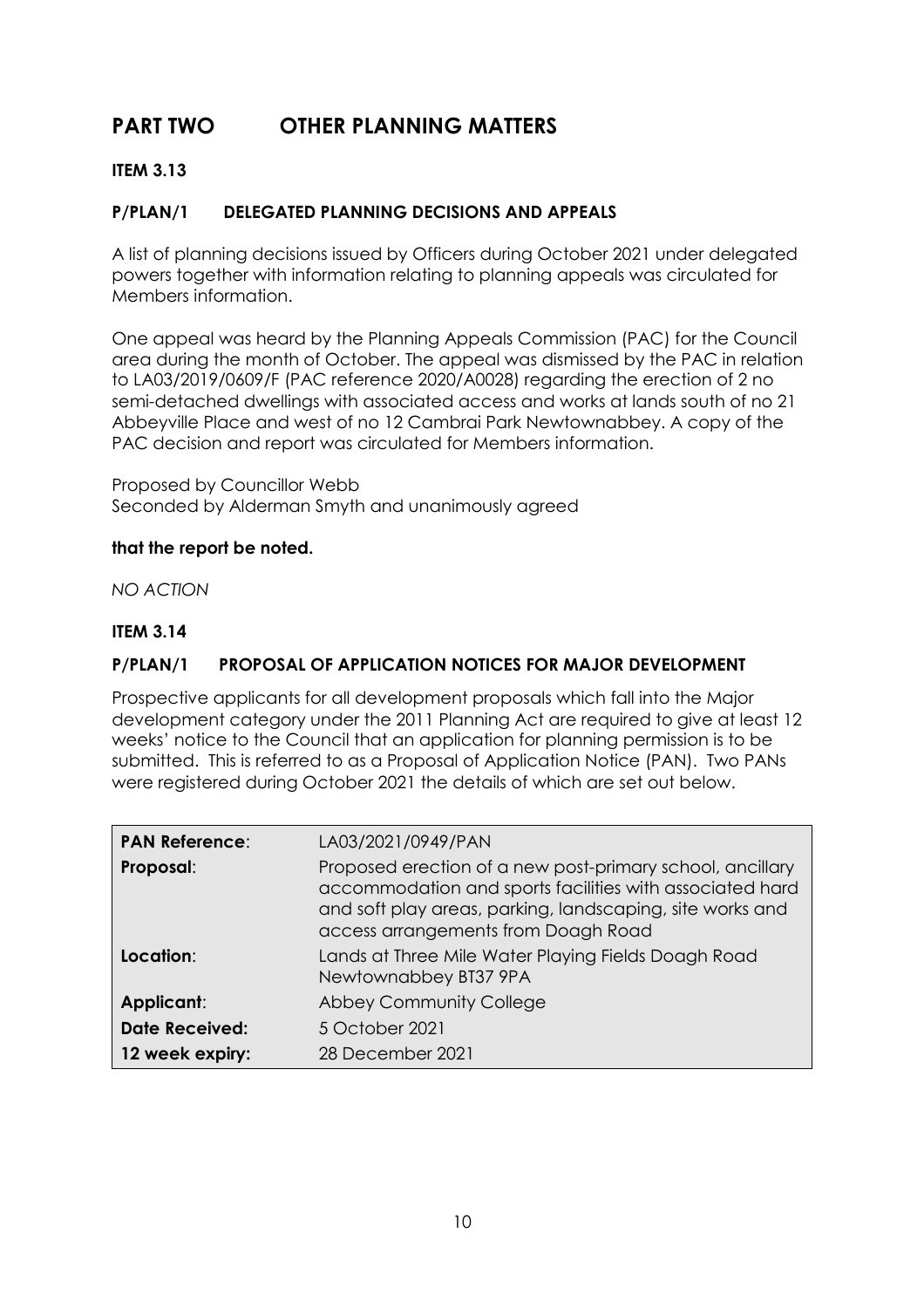# PART TWO OTHER PLANNING MATTERS

**ITEM 3.13**

**P/PLAN/1 DELEGATED PLANNING DECISIONS AND APPEALS**

A list of planning decisions issued by Officers during October 2021 under delegated powers together with information relating to planning appeals was circulated for Members information.

One appeal was heard by the Planning Appeals Commission (PAC) for the Council area during the month of October. The appeal was dismissed by the PAC in relation to LA03/2019/0609/F (PAC reference 2020/A0028) regarding the erection of 2 no semi-detached dwellings with associated access and works at lands south of no 21 Abbeyville Place and west of no 12 Cambrai Park Newtownabbey. A copy of the PAC decision and report was circulated for Members information.

Proposed by Councillor Webb
Seconded by Alderman Smyth and unanimously agreed

**that the report be noted.**

*NO ACTION*

**ITEM 3.14**

**P/PLAN/1 PROPOSAL OF APPLICATION NOTICES FOR MAJOR DEVELOPMENT**

Prospective applicants for all development proposals which fall into the Major development category under the 2011 Planning Act are required to give at least 12 weeks' notice to the Council that an application for planning permission is to be submitted. This is referred to as a Proposal of Application Notice (PAN). Two PANs were registered during October 2021 the details of which are set out below.

| **PAN Reference**: | LA03/2021/0949/PAN |
|---|---|
| **Proposal**: | Proposed erection of a new post-primary school, ancillary accommodation and sports facilities with associated hard and soft play areas, parking, landscaping, site works and access arrangements from Doagh Road |
| **Location**: | Lands at Three Mile Water Playing Fields Doagh Road Newtownabbey BT37 9PA |
| **Applicant**: | Abbey Community College |
| **Date Received:** | 5 October 2021 |
| **12 week expiry:** | 28 December 2021 |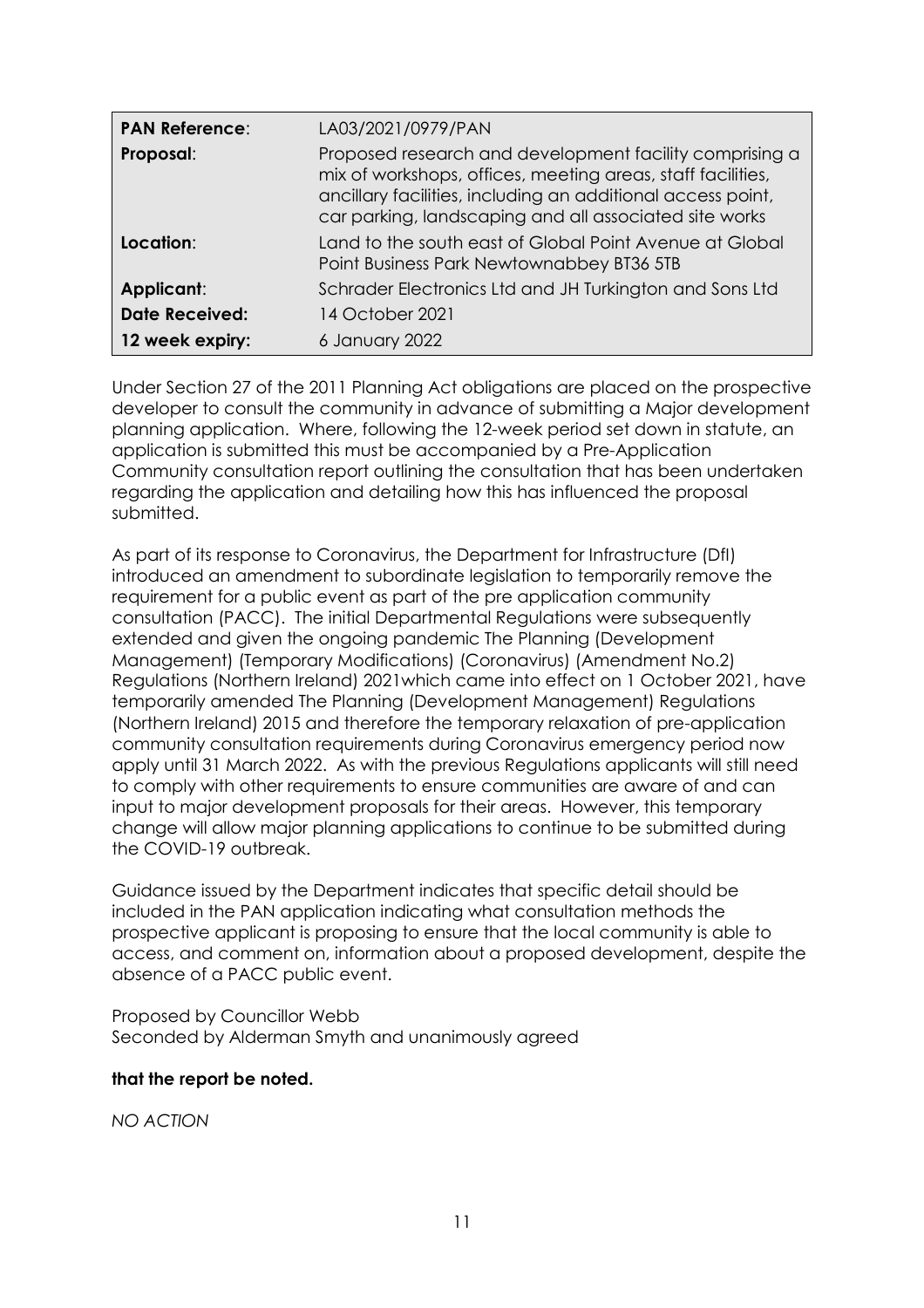| PAN Reference: | LA03/2021/0979/PAN |
| --- | --- |
| Proposal: | Proposed research and development facility comprising a mix of workshops, offices, meeting areas, staff facilities, ancillary facilities, including an additional access point, car parking, landscaping and all associated site works |
| Location: | Land to the south east of Global Point Avenue at Global Point Business Park Newtownabbey BT36 5TB |
| Applicant: | Schrader Electronics Ltd and JH Turkington and Sons Ltd |
| Date Received: | 14 October 2021 |
| 12 week expiry: | 6 January 2022 |

Under Section 27 of the 2011 Planning Act obligations are placed on the prospective developer to consult the community in advance of submitting a Major development planning application. Where, following the 12-week period set down in statute, an application is submitted this must be accompanied by a Pre-Application Community consultation report outlining the consultation that has been undertaken regarding the application and detailing how this has influenced the proposal submitted.

As part of its response to Coronavirus, the Department for Infrastructure (DfI) introduced an amendment to subordinate legislation to temporarily remove the requirement for a public event as part of the pre application community consultation (PACC). The initial Departmental Regulations were subsequently extended and given the ongoing pandemic The Planning (Development Management) (Temporary Modifications) (Coronavirus) (Amendment No.2) Regulations (Northern Ireland) 2021which came into effect on 1 October 2021, have temporarily amended The Planning (Development Management) Regulations (Northern Ireland) 2015 and therefore the temporary relaxation of pre-application community consultation requirements during Coronavirus emergency period now apply until 31 March 2022. As with the previous Regulations applicants will still need to comply with other requirements to ensure communities are aware of and can input to major development proposals for their areas. However, this temporary change will allow major planning applications to continue to be submitted during the COVID-19 outbreak.

Guidance issued by the Department indicates that specific detail should be included in the PAN application indicating what consultation methods the prospective applicant is proposing to ensure that the local community is able to access, and comment on, information about a proposed development, despite the absence of a PACC public event.

Proposed by Councillor Webb
Seconded by Alderman Smyth and unanimously agreed

**that the report be noted.**

*NO ACTION*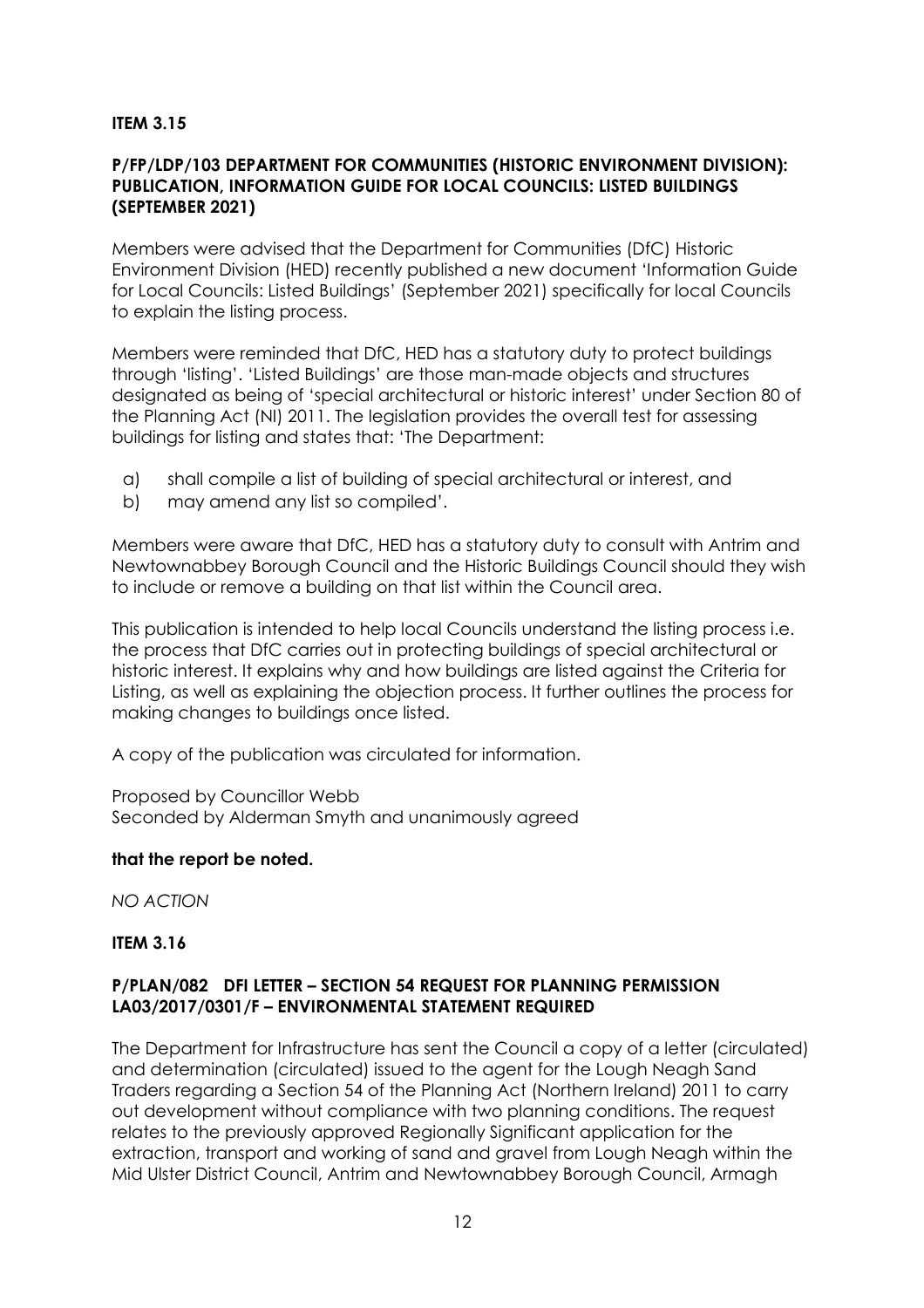**ITEM 3.15**

**P/FP/LDP/103 DEPARTMENT FOR COMMUNITIES (HISTORIC ENVIRONMENT DIVISION): PUBLICATION, INFORMATION GUIDE FOR LOCAL COUNCILS: LISTED BUILDINGS (SEPTEMBER 2021)**

Members were advised that the Department for Communities (DfC) Historic Environment Division (HED) recently published a new document 'Information Guide for Local Councils: Listed Buildings' (September 2021) specifically for local Councils to explain the listing process.

Members were reminded that DfC, HED has a statutory duty to protect buildings through 'listing'. 'Listed Buildings' are those man-made objects and structures designated as being of 'special architectural or historic interest' under Section 80 of the Planning Act (NI) 2011. The legislation provides the overall test for assessing buildings for listing and states that: 'The Department:

a) shall compile a list of building of special architectural or interest, and
b) may amend any list so compiled'.

Members were aware that DfC, HED has a statutory duty to consult with Antrim and Newtownabbey Borough Council and the Historic Buildings Council should they wish to include or remove a building on that list within the Council area.

This publication is intended to help local Councils understand the listing process i.e. the process that DfC carries out in protecting buildings of special architectural or historic interest. It explains why and how buildings are listed against the Criteria for Listing, as well as explaining the objection process. It further outlines the process for making changes to buildings once listed.

A copy of the publication was circulated for information.

Proposed by Councillor Webb
Seconded by Alderman Smyth and unanimously agreed

**that the report be noted.**

*NO ACTION*

**ITEM 3.16**

**P/PLAN/082 DFI LETTER – SECTION 54 REQUEST FOR PLANNING PERMISSION LA03/2017/0301/F – ENVIRONMENTAL STATEMENT REQUIRED**

The Department for Infrastructure has sent the Council a copy of a letter (circulated) and determination (circulated) issued to the agent for the Lough Neagh Sand Traders regarding a Section 54 of the Planning Act (Northern Ireland) 2011 to carry out development without compliance with two planning conditions. The request relates to the previously approved Regionally Significant application for the extraction, transport and working of sand and gravel from Lough Neagh within the Mid Ulster District Council, Antrim and Newtownabbey Borough Council, Armagh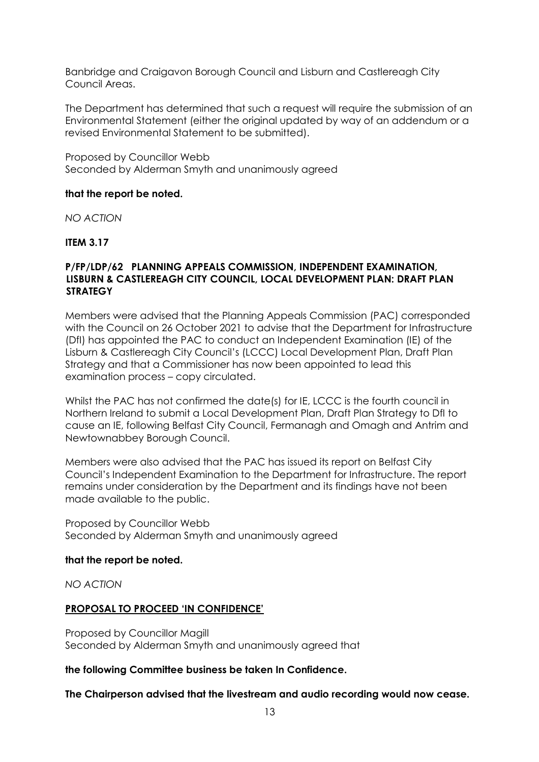Banbridge and Craigavon Borough Council and Lisburn and Castlereagh City Council Areas.

The Department has determined that such a request will require the submission of an Environmental Statement (either the original updated by way of an addendum or a revised Environmental Statement to be submitted).

Proposed by Councillor Webb
Seconded by Alderman Smyth and unanimously agreed

**that the report be noted.**

*NO ACTION*

**ITEM 3.17**

**P/FP/LDP/62 PLANNING APPEALS COMMISSION, INDEPENDENT EXAMINATION, LISBURN & CASTLEREAGH CITY COUNCIL, LOCAL DEVELOPMENT PLAN: DRAFT PLAN STRATEGY**

Members were advised that the Planning Appeals Commission (PAC) corresponded with the Council on 26 October 2021 to advise that the Department for Infrastructure (DfI) has appointed the PAC to conduct an Independent Examination (IE) of the Lisburn & Castlereagh City Council's (LCCC) Local Development Plan, Draft Plan Strategy and that a Commissioner has now been appointed to lead this examination process – copy circulated.

Whilst the PAC has not confirmed the date(s) for IE, LCCC is the fourth council in Northern Ireland to submit a Local Development Plan, Draft Plan Strategy to DfI to cause an IE, following Belfast City Council, Fermanagh and Omagh and Antrim and Newtownabbey Borough Council.

Members were also advised that the PAC has issued its report on Belfast City Council's Independent Examination to the Department for Infrastructure. The report remains under consideration by the Department and its findings have not been made available to the public.

Proposed by Councillor Webb
Seconded by Alderman Smyth and unanimously agreed

**that the report be noted.**

*NO ACTION*

**PROPOSAL TO PROCEED 'IN CONFIDENCE'**

Proposed by Councillor Magill
Seconded by Alderman Smyth and unanimously agreed that

**the following Committee business be taken In Confidence.**

**The Chairperson advised that the livestream and audio recording would now cease.**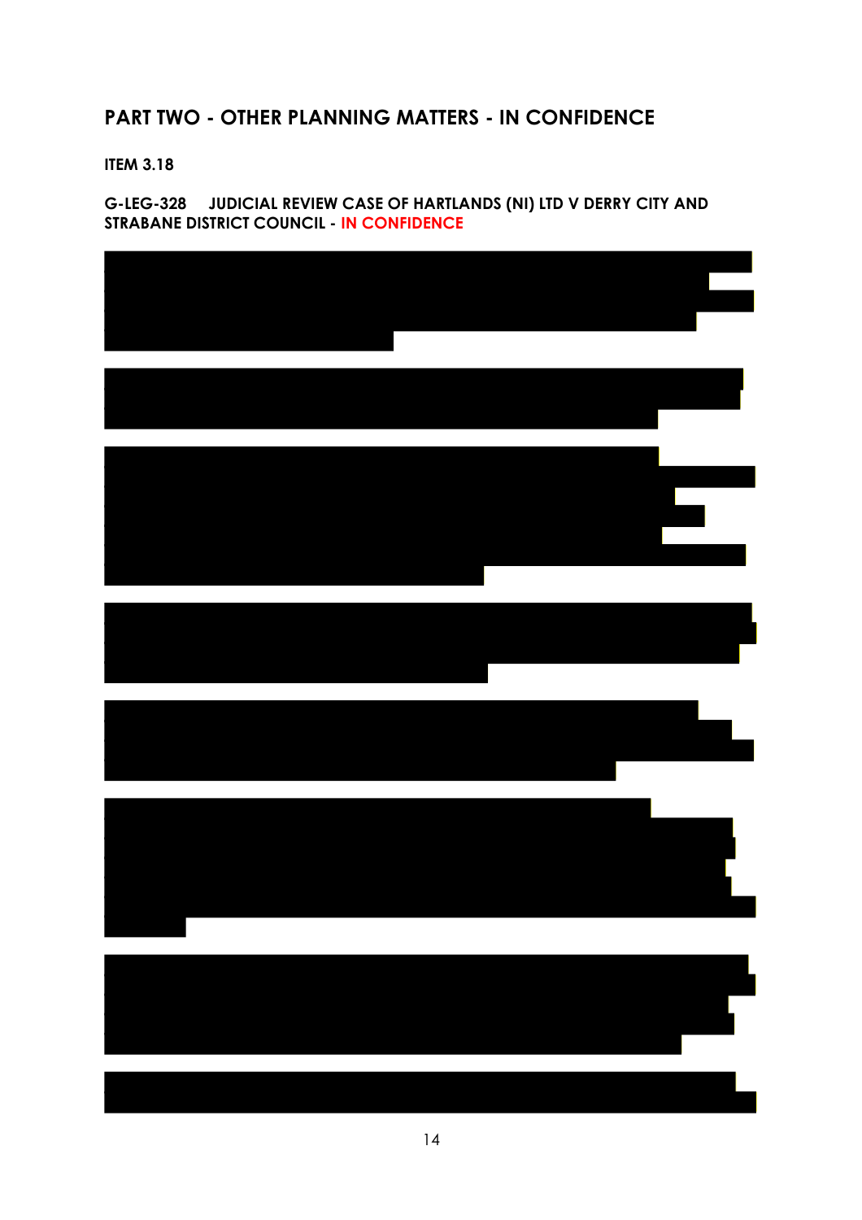## PART TWO - OTHER PLANNING MATTERS - IN CONFIDENCE

**ITEM 3.18**

**G-LEG-328 JUDICIAL REVIEW CASE OF HARTLANDS (NI) LTD V DERRY CITY AND STRABANE DISTRICT COUNCIL - IN CONFIDENCE**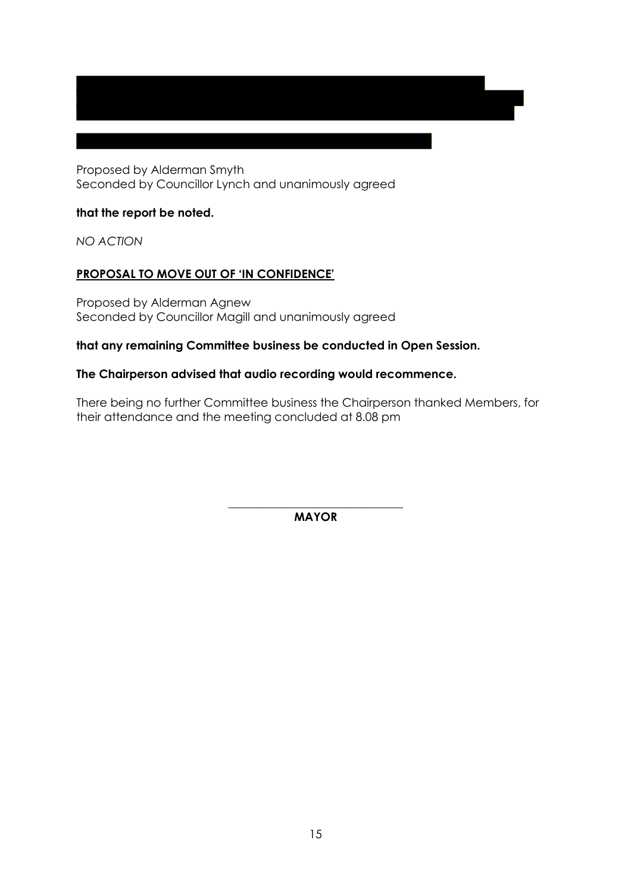Proposed by Alderman Smyth
Seconded by Councillor Lynch and unanimously agreed

**that the report be noted.**

*NO ACTION*

**PROPOSAL TO MOVE OUT OF 'IN CONFIDENCE'**

Proposed by Alderman Agnew
Seconded by Councillor Magill and unanimously agreed

**that any remaining Committee business be conducted in Open Session.**

**The Chairperson advised that audio recording would recommence.**

There being no further Committee business the Chairperson thanked Members, for their attendance and the meeting concluded at 8.08 pm

_______________________________
**MAYOR**